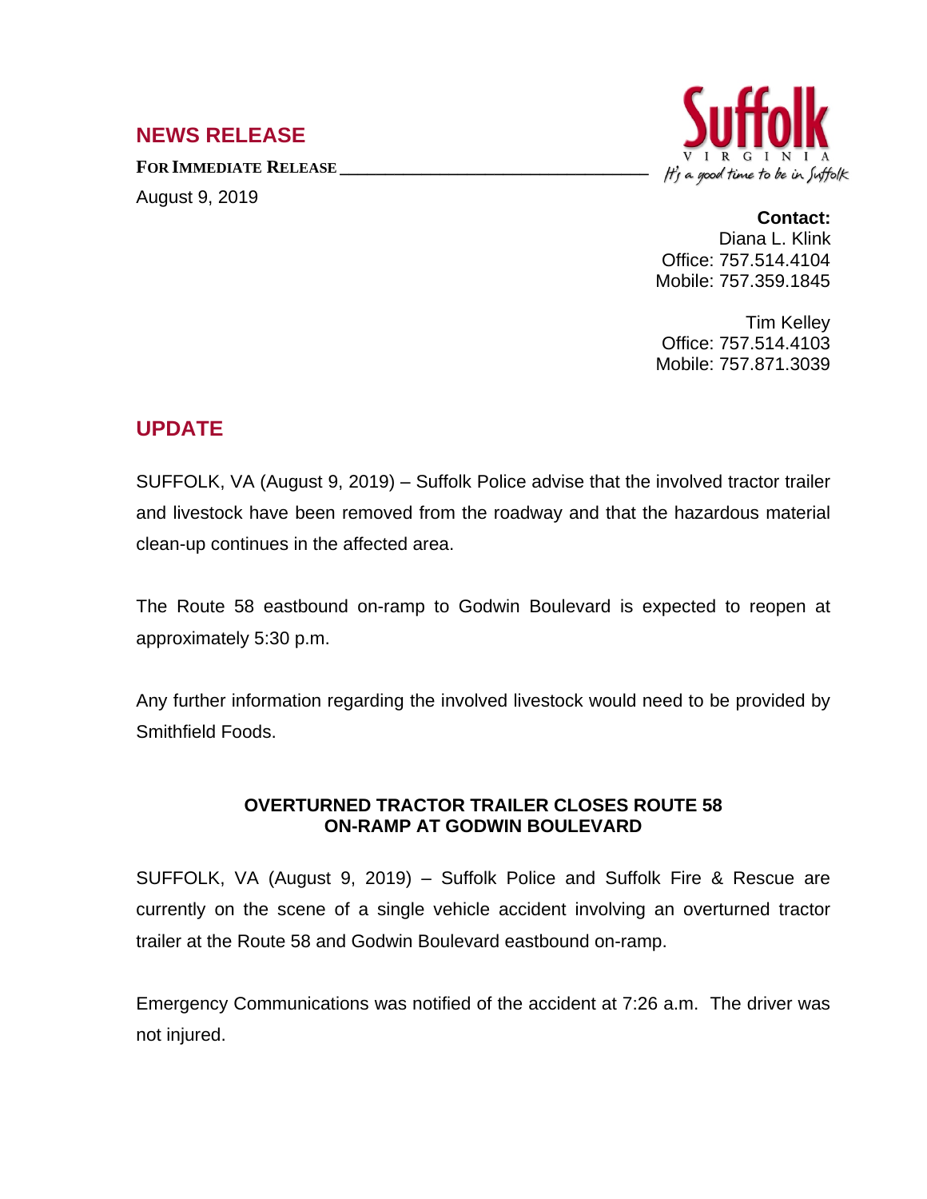## NEWS RELEASE

**FOR IMMEDIATE RELEASE**

August 9, 2019

Suffolk
VIRGINIA
*It's a good time to be in Suffolk*

**Contact:**
Diana L. Klink
Office: 757.514.4104
Mobile: 757.359.1845

Tim Kelley
Office: 757.514.4103
Mobile: 757.871.3039

## UPDATE

SUFFOLK, VA (August 9, 2019) – Suffolk Police advise that the involved tractor trailer and livestock have been removed from the roadway and that the hazardous material clean-up continues in the affected area.

The Route 58 eastbound on-ramp to Godwin Boulevard is expected to reopen at approximately 5:30 p.m.

Any further information regarding the involved livestock would need to be provided by Smithfield Foods.

### OVERTURNED TRACTOR TRAILER CLOSES ROUTE 58 ON-RAMP AT GODWIN BOULEVARD

SUFFOLK, VA (August 9, 2019) – Suffolk Police and Suffolk Fire & Rescue are currently on the scene of a single vehicle accident involving an overturned tractor trailer at the Route 58 and Godwin Boulevard eastbound on-ramp.

Emergency Communications was notified of the accident at 7:26 a.m. The driver was not injured.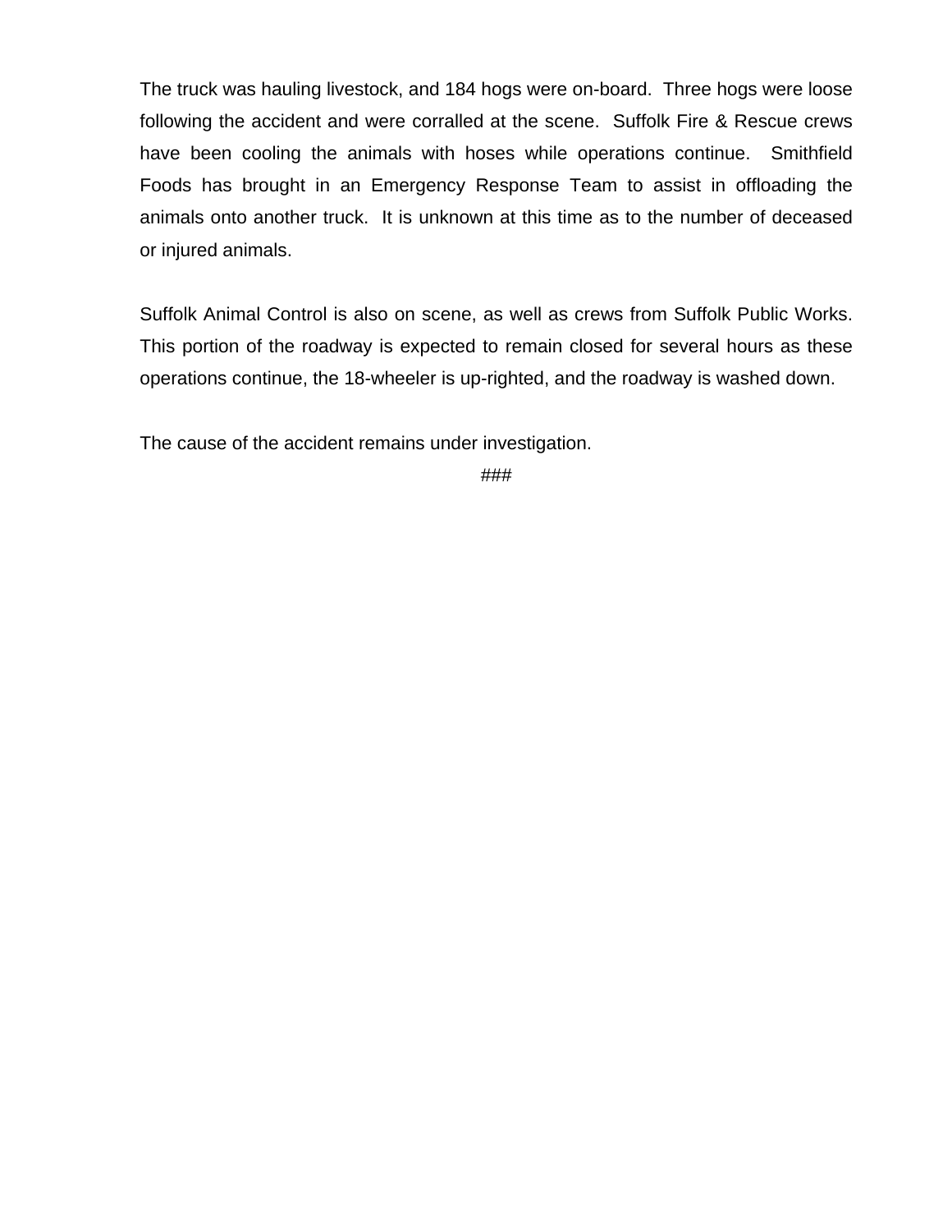The truck was hauling livestock, and 184 hogs were on-board.  Three hogs were loose following the accident and were corralled at the scene.  Suffolk Fire & Rescue crews have been cooling the animals with hoses while operations continue.  Smithfield Foods has brought in an Emergency Response Team to assist in offloading the animals onto another truck.  It is unknown at this time as to the number of deceased or injured animals.

Suffolk Animal Control is also on scene, as well as crews from Suffolk Public Works. This portion of the roadway is expected to remain closed for several hours as these operations continue, the 18-wheeler is up-righted, and the roadway is washed down.

The cause of the accident remains under investigation.

###